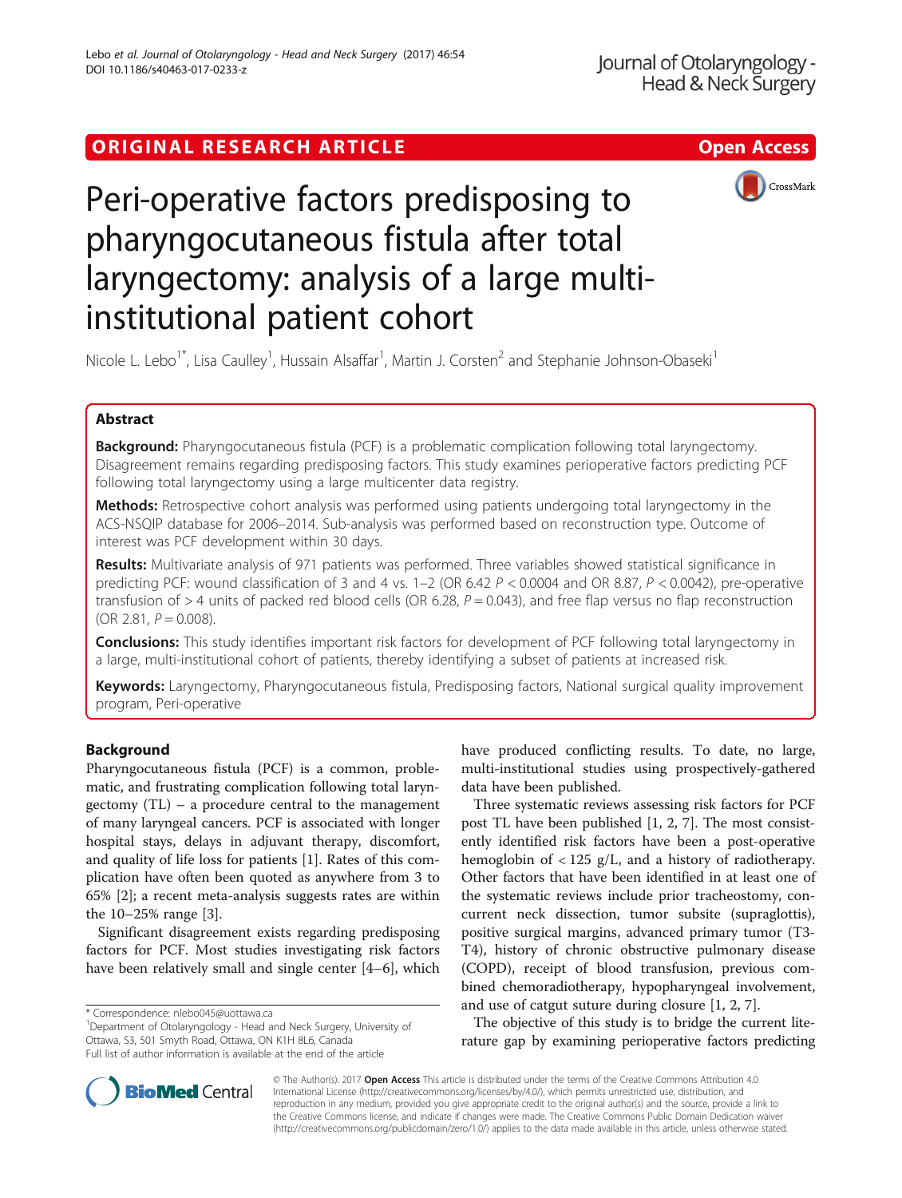ORIGINAL RESEARCH ARTICLE

Open Access

# Peri-operative factors predisposing to pharyngocutaneous fistula after total laryngectomy: analysis of a large multi-institutional patient cohort

Nicole L. Lebo[1*], Lisa Caulley[1], Hussain Alsaffar[1], Martin J. Corsten[2] and Stephanie Johnson-Obaseki[1]

## Abstract

**Background:** Pharyngocutaneous fistula (PCF) is a problematic complication following total laryngectomy. Disagreement remains regarding predisposing factors. This study examines perioperative factors predicting PCF following total laryngectomy using a large multicenter data registry.

**Methods:** Retrospective cohort analysis was performed using patients undergoing total laryngectomy in the ACS-NSQIP database for 2006–2014. Sub-analysis was performed based on reconstruction type. Outcome of interest was PCF development within 30 days.

**Results:** Multivariate analysis of 971 patients was performed. Three variables showed statistical significance in predicting PCF: wound classification of 3 and 4 vs. 1–2 (OR 6.42 $P < 0.0004$ and OR 8.87, $P < 0.0042$), pre-operative transfusion of > 4 units of packed red blood cells (OR 6.28, $P = 0.043$), and free flap versus no flap reconstruction (OR 2.81, $P = 0.008$).

**Conclusions:** This study identifies important risk factors for development of PCF following total laryngectomy in a large, multi-institutional cohort of patients, thereby identifying a subset of patients at increased risk.

**Keywords:** Laryngectomy, Pharyngocutaneous fistula, Predisposing factors, National surgical quality improvement program, Peri-operative

## Background

Pharyngocutaneous fistula (PCF) is a common, problematic, and frustrating complication following total laryngectomy (TL) – a procedure central to the management of many laryngeal cancers. PCF is associated with longer hospital stays, delays in adjuvant therapy, discomfort, and quality of life loss for patients [1]. Rates of this complication have often been quoted as anywhere from 3 to 65% [2]; a recent meta-analysis suggests rates are within the 10–25% range [3].

Significant disagreement exists regarding predisposing factors for PCF. Most studies investigating risk factors have been relatively small and single center [4–6], which have produced conflicting results. To date, no large, multi-institutional studies using prospectively-gathered data have been published.

Three systematic reviews assessing risk factors for PCF post TL have been published [1, 2, 7]. The most consistently identified risk factors have been a post-operative hemoglobin of < 125 g/L, and a history of radiotherapy. Other factors that have been identified in at least one of the systematic reviews include prior tracheostomy, concurrent neck dissection, tumor subsite (supraglottis), positive surgical margins, advanced primary tumor (T3-T4), history of chronic obstructive pulmonary disease (COPD), receipt of blood transfusion, previous combined chemoradiotherapy, hypopharyngeal involvement, and use of catgut suture during closure [1, 2, 7].

The objective of this study is to bridge the current literature gap by examining perioperative factors predicting

* Correspondence: nlebo045@uottawa.ca
[1]Department of Otolaryngology - Head and Neck Surgery, University of Ottawa, S3, 501 Smyth Road, Ottawa, ON K1H 8L6, Canada
Full list of author information is available at the end of the article

© The Author(s). 2017 **Open Access** This article is distributed under the terms of the Creative Commons Attribution 4.0 International License (http://creativecommons.org/licenses/by/4.0/), which permits unrestricted use, distribution, and reproduction in any medium, provided you give appropriate credit to the original author(s) and the source, provide a link to the Creative Commons license, and indicate if changes were made. The Creative Commons Public Domain Dedication waiver (http://creativecommons.org/publicdomain/zero/1.0/) applies to the data made available in this article, unless otherwise stated.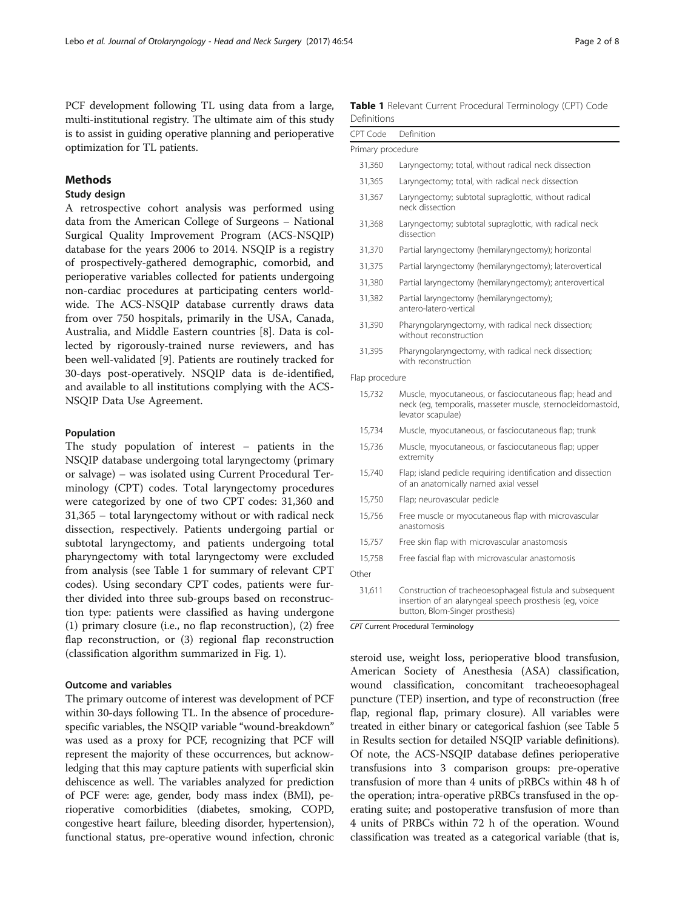PCF development following TL using data from a large, multi-institutional registry. The ultimate aim of this study is to assist in guiding operative planning and perioperative optimization for TL patients.

## Methods

### Study design

A retrospective cohort analysis was performed using data from the American College of Surgeons – National Surgical Quality Improvement Program (ACS-NSQIP) database for the years 2006 to 2014. NSQIP is a registry of prospectively-gathered demographic, comorbid, and perioperative variables collected for patients undergoing non-cardiac procedures at participating centers worldwide. The ACS-NSQIP database currently draws data from over 750 hospitals, primarily in the USA, Canada, Australia, and Middle Eastern countries [8]. Data is collected by rigorously-trained nurse reviewers, and has been well-validated [9]. Patients are routinely tracked for 30-days post-operatively. NSQIP data is de-identified, and available to all institutions complying with the ACS-NSQIP Data Use Agreement.

### Population

The study population of interest – patients in the NSQIP database undergoing total laryngectomy (primary or salvage) – was isolated using Current Procedural Terminology (CPT) codes. Total laryngectomy procedures were categorized by one of two CPT codes: 31,360 and 31,365 – total laryngectomy without or with radical neck dissection, respectively. Patients undergoing partial or subtotal laryngectomy, and patients undergoing total pharyngectomy with total laryngectomy were excluded from analysis (see Table 1 for summary of relevant CPT codes). Using secondary CPT codes, patients were further divided into three sub-groups based on reconstruction type: patients were classified as having undergone (1) primary closure (i.e., no flap reconstruction), (2) free flap reconstruction, or (3) regional flap reconstruction (classification algorithm summarized in Fig. 1).

### Outcome and variables

The primary outcome of interest was development of PCF within 30-days following TL. In the absence of procedure-specific variables, the NSQIP variable "wound-breakdown" was used as a proxy for PCF, recognizing that PCF will represent the majority of these occurrences, but acknowledging that this may capture patients with superficial skin dehiscence as well. The variables analyzed for prediction of PCF were: age, gender, body mass index (BMI), perioperative comorbidities (diabetes, smoking, COPD, congestive heart failure, bleeding disorder, hypertension), functional status, pre-operative wound infection, chronic steroid use, weight loss, perioperative blood transfusion, American Society of Anesthesia (ASA) classification, wound classification, concomitant tracheoesophageal puncture (TEP) insertion, and type of reconstruction (free flap, regional flap, primary closure). All variables were treated in either binary or categorical fashion (see Table 5 in Results section for detailed NSQIP variable definitions). Of note, the ACS-NSQIP database defines perioperative transfusions into 3 comparison groups: pre-operative transfusion of more than 4 units of pRBCs within 48 h of the operation; intra-operative pRBCs transfused in the operating suite; and postoperative transfusion of more than 4 units of PRBCs within 72 h of the operation. Wound classification was treated as a categorical variable (that is,

**Table 1** Relevant Current Procedural Terminology (CPT) Code Definitions

| CPT Code | Definition |
|---|---|
| Primary procedure | |
| 31,360 | Laryngectomy; total, without radical neck dissection |
| 31,365 | Laryngectomy; total, with radical neck dissection |
| 31,367 | Laryngectomy; subtotal supraglottic, without radical neck dissection |
| 31,368 | Laryngectomy; subtotal supraglottic, with radical neck dissection |
| 31,370 | Partial laryngectomy (hemilaryngectomy); horizontal |
| 31,375 | Partial laryngectomy (hemilaryngectomy); laterovertical |
| 31,380 | Partial laryngectomy (hemilaryngectomy); anterovertical |
| 31,382 | Partial laryngectomy (hemilaryngectomy); antero-latero-vertical |
| 31,390 | Pharyngolaryngectomy, with radical neck dissection; without reconstruction |
| 31,395 | Pharyngolaryngectomy, with radical neck dissection; with reconstruction |
| Flap procedure | |
| 15,732 | Muscle, myocutaneous, or fasciocutaneous flap; head and neck (eg, temporalis, masseter muscle, sternocleidomastoid, levator scapulae) |
| 15,734 | Muscle, myocutaneous, or fasciocutaneous flap; trunk |
| 15,736 | Muscle, myocutaneous, or fasciocutaneous flap; upper extremity |
| 15,740 | Flap; island pedicle requiring identification and dissection of an anatomically named axial vessel |
| 15,750 | Flap; neurovascular pedicle |
| 15,756 | Free muscle or myocutaneous flap with microvascular anastomosis |
| 15,757 | Free skin flap with microvascular anastomosis |
| 15,758 | Free fascial flap with microvascular anastomosis |
| Other | |
| 31,611 | Construction of tracheoesophageal fistula and subsequent insertion of an alaryngeal speech prosthesis (eg, voice button, Blom-Singer prosthesis) |

*CPT* Current Procedural Terminology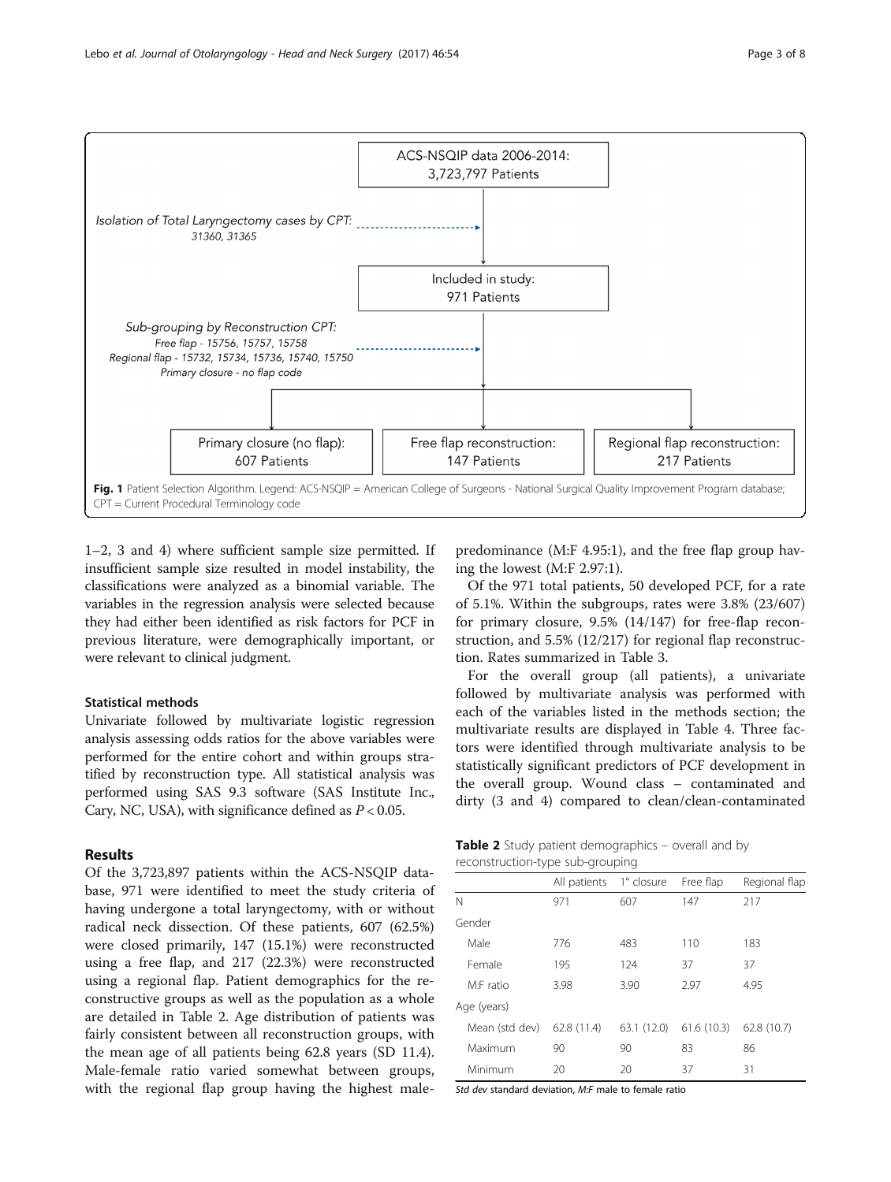ACS-NSQIP data 2006-2014: 3,723,797 Patients

*Isolation of Total Laryngectomy cases by CPT: 31360, 31365*

Included in study: 971 Patients

*Sub-grouping by Reconstruction CPT:*
*Free flap - 15756, 15757, 15758*
*Regional flap - 15732, 15734, 15736, 15740, 15750*
*Primary closure - no flap code*

Primary closure (no flap): 607 Patients

Free flap reconstruction: 147 Patients

Regional flap reconstruction: 217 Patients

**Fig. 1** Patient Selection Algorithm. Legend: ACS-NSQIP = American College of Surgeons - National Surgical Quality Improvement Program database; CPT = Current Procedural Terminology code

1–2, 3 and 4) where sufficient sample size permitted. If insufficient sample size resulted in model instability, the classifications were analyzed as a binomial variable. The variables in the regression analysis were selected because they had either been identified as risk factors for PCF in previous literature, were demographically important, or were relevant to clinical judgment.

### Statistical methods

Univariate followed by multivariate logistic regression analysis assessing odds ratios for the above variables were performed for the entire cohort and within groups stratified by reconstruction type. All statistical analysis was performed using SAS 9.3 software (SAS Institute Inc., Cary, NC, USA), with significance defined as $P < 0.05$.

## Results

Of the 3,723,897 patients within the ACS-NSQIP database, 971 were identified to meet the study criteria of having undergone a total laryngectomy, with or without radical neck dissection. Of these patients, 607 (62.5%) were closed primarily, 147 (15.1%) were reconstructed using a free flap, and 217 (22.3%) were reconstructed using a regional flap. Patient demographics for the reconstructive groups as well as the population as a whole are detailed in Table 2. Age distribution of patients was fairly consistent between all reconstruction groups, with the mean age of all patients being 62.8 years (SD 11.4). Male-female ratio varied somewhat between groups, with the regional flap group having the highest male-predominance (M:F 4.95:1), and the free flap group having the lowest (M:F 2.97:1).

Of the 971 total patients, 50 developed PCF, for a rate of 5.1%. Within the subgroups, rates were 3.8% (23/607) for primary closure, 9.5% (14/147) for free-flap reconstruction, and 5.5% (12/217) for regional flap reconstruction. Rates summarized in Table 3.

For the overall group (all patients), a univariate followed by multivariate analysis was performed with each of the variables listed in the methods section; the multivariate results are displayed in Table 4. Three factors were identified through multivariate analysis to be statistically significant predictors of PCF development in the overall group. Wound class – contaminated and dirty (3 and 4) compared to clean/clean-contaminated

**Table 2** Study patient demographics – overall and by reconstruction-type sub-grouping

| | All patients | 1° closure | Free flap | Regional flap |
|---|---|---|---|---|
| N | 971 | 607 | 147 | 217 |
| Gender | | | | |
| Male | 776 | 483 | 110 | 183 |
| Female | 195 | 124 | 37 | 37 |
| M:F ratio | 3.98 | 3.90 | 2.97 | 4.95 |
| Age (years) | | | | |
| Mean (std dev) | 62.8 (11.4) | 63.1 (12.0) | 61.6 (10.3) | 62.8 (10.7) |
| Maximum | 90 | 90 | 83 | 86 |
| Minimum | 20 | 20 | 37 | 31 |

*Std dev* standard deviation, *M:F* male to female ratio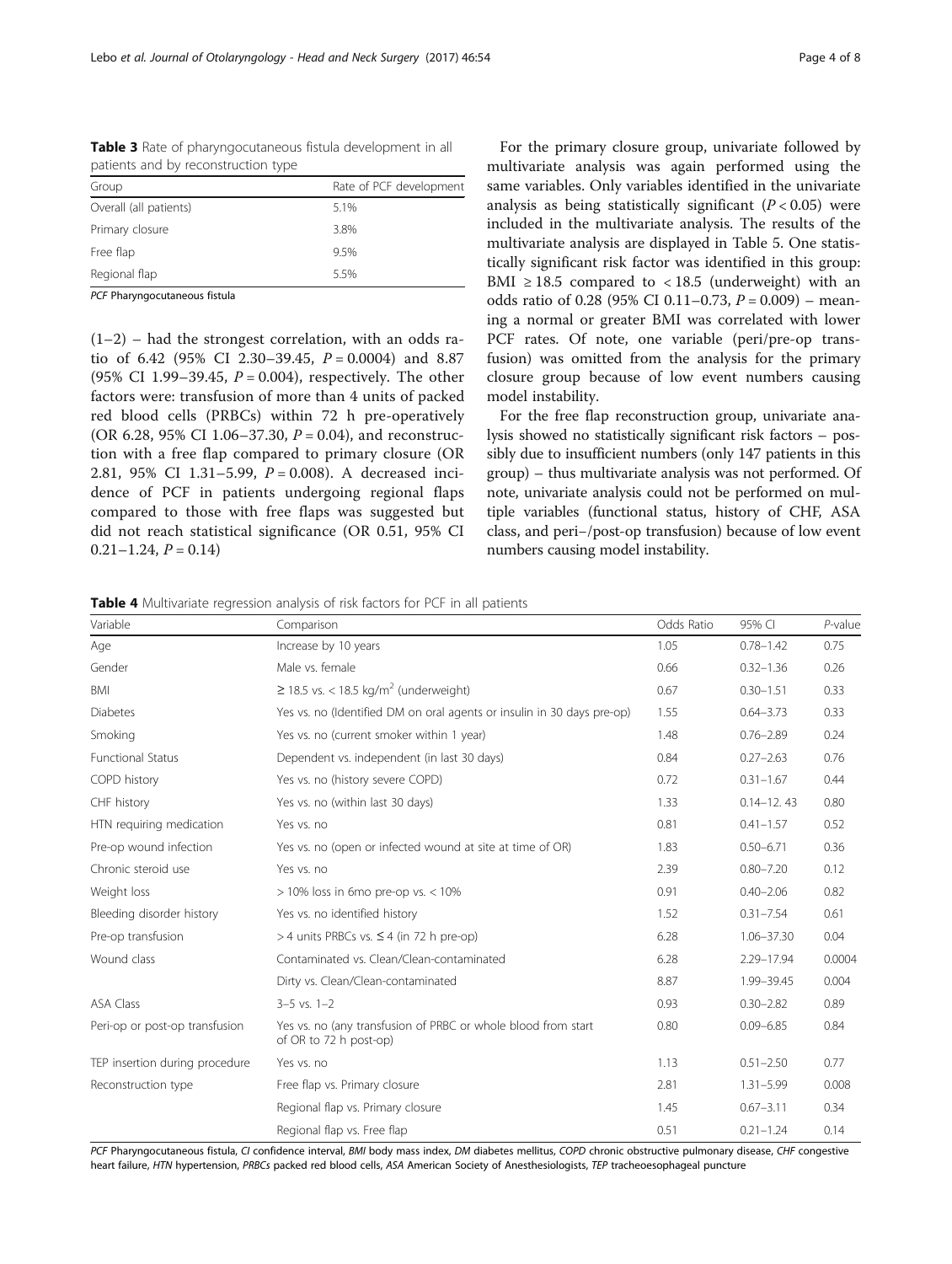**Table 3** Rate of pharyngocutaneous fistula development in all patients and by reconstruction type

| Group | Rate of PCF development |
| --- | --- |
| Overall (all patients) | 5.1% |
| Primary closure | 3.8% |
| Free flap | 9.5% |
| Regional flap | 5.5% |

*PCF* Pharyngocutaneous fistula

(1–2) – had the strongest correlation, with an odds ratio of 6.42 (95% CI 2.30–39.45, $P = 0.0004$) and 8.87 (95% CI 1.99–39.45, $P = 0.004$), respectively. The other factors were: transfusion of more than 4 units of packed red blood cells (PRBCs) within 72 h pre-operatively (OR 6.28, 95% CI 1.06–37.30, $P = 0.04$), and reconstruction with a free flap compared to primary closure (OR 2.81, 95% CI 1.31–5.99, $P = 0.008$). A decreased incidence of PCF in patients undergoing regional flaps compared to those with free flaps was suggested but did not reach statistical significance (OR 0.51, 95% CI 0.21–1.24, $P = 0.14$)

For the primary closure group, univariate followed by multivariate analysis was again performed using the same variables. Only variables identified in the univariate analysis as being statistically significant ($P < 0.05$) were included in the multivariate analysis. The results of the multivariate analysis are displayed in Table 5. One statistically significant risk factor was identified in this group: BMI ≥ 18.5 compared to < 18.5 (underweight) with an odds ratio of 0.28 (95% CI 0.11–0.73, $P = 0.009$) – meaning a normal or greater BMI was correlated with lower PCF rates. Of note, one variable (peri/pre-op transfusion) was omitted from the analysis for the primary closure group because of low event numbers causing model instability.

For the free flap reconstruction group, univariate analysis showed no statistically significant risk factors – possibly due to insufficient numbers (only 147 patients in this group) – thus multivariate analysis was not performed. Of note, univariate analysis could not be performed on multiple variables (functional status, history of CHF, ASA class, and peri–/post-op transfusion) because of low event numbers causing model instability.

**Table 4** Multivariate regression analysis of risk factors for PCF in all patients

| Variable | Comparison | Odds Ratio | 95% CI | *P*-value |
| --- | --- | --- | --- | --- |
| Age | Increase by 10 years | 1.05 | 0.78–1.42 | 0.75 |
| Gender | Male vs. female | 0.66 | 0.32–1.36 | 0.26 |
| BMI | ≥ 18.5 vs. < 18.5 kg/m$^2$ (underweight) | 0.67 | 0.30–1.51 | 0.33 |
| Diabetes | Yes vs. no (Identified DM on oral agents or insulin in 30 days pre-op) | 1.55 | 0.64–3.73 | 0.33 |
| Smoking | Yes vs. no (current smoker within 1 year) | 1.48 | 0.76–2.89 | 0.24 |
| Functional Status | Dependent vs. independent (in last 30 days) | 0.84 | 0.27–2.63 | 0.76 |
| COPD history | Yes vs. no (history severe COPD) | 0.72 | 0.31–1.67 | 0.44 |
| CHF history | Yes vs. no (within last 30 days) | 1.33 | 0.14–12. 43 | 0.80 |
| HTN requiring medication | Yes vs. no | 0.81 | 0.41–1.57 | 0.52 |
| Pre-op wound infection | Yes vs. no (open or infected wound at site at time of OR) | 1.83 | 0.50–6.71 | 0.36 |
| Chronic steroid use | Yes vs. no | 2.39 | 0.80–7.20 | 0.12 |
| Weight loss | > 10% loss in 6mo pre-op vs. < 10% | 0.91 | 0.40–2.06 | 0.82 |
| Bleeding disorder history | Yes vs. no identified history | 1.52 | 0.31–7.54 | 0.61 |
| Pre-op transfusion | > 4 units PRBCs vs. ≤ 4 (in 72 h pre-op) | 6.28 | 1.06–37.30 | 0.04 |
| Wound class | Contaminated vs. Clean/Clean-contaminated | 6.28 | 2.29–17.94 | 0.0004 |
| | Dirty vs. Clean/Clean-contaminated | 8.87 | 1.99–39.45 | 0.004 |
| ASA Class | 3–5 vs. 1–2 | 0.93 | 0.30–2.82 | 0.89 |
| Peri-op or post-op transfusion | Yes vs. no (any transfusion of PRBC or whole blood from start of OR to 72 h post-op) | 0.80 | 0.09–6.85 | 0.84 |
| TEP insertion during procedure | Yes vs. no | 1.13 | 0.51–2.50 | 0.77 |
| Reconstruction type | Free flap vs. Primary closure | 2.81 | 1.31–5.99 | 0.008 |
| | Regional flap vs. Primary closure | 1.45 | 0.67–3.11 | 0.34 |
| | Regional flap vs. Free flap | 0.51 | 0.21–1.24 | 0.14 |

*PCF* Pharyngocutaneous fistula, *CI* confidence interval, *BMI* body mass index, *DM* diabetes mellitus, *COPD* chronic obstructive pulmonary disease, *CHF* congestive heart failure, *HTN* hypertension, *PRBCs* packed red blood cells, *ASA* American Society of Anesthesiologists, *TEP* tracheoesophageal puncture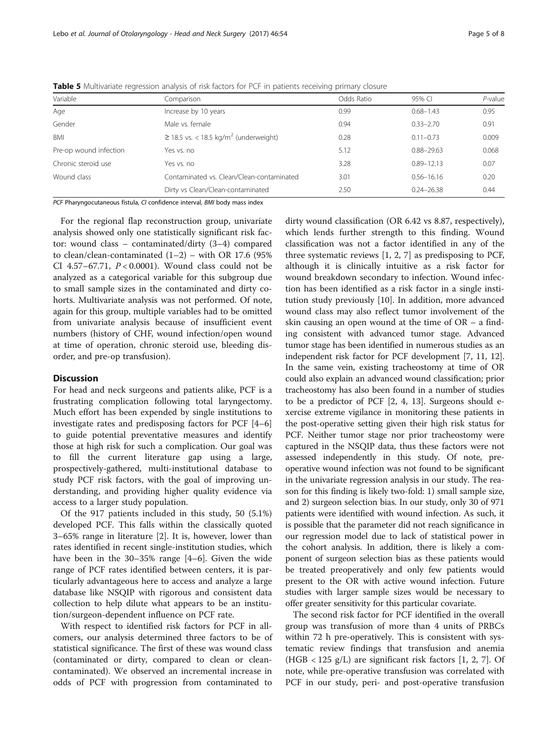**Table 5** Multivariate regression analysis of risk factors for PCF in patients receiving primary closure

| Variable | Comparison | Odds Ratio | 95% CI | *P*-value |
|---|---|---|---|---|
| Age | Increase by 10 years | 0.99 | 0.68–1.43 | 0.95 |
| Gender | Male vs. female | 0.94 | 0.33–2.70 | 0.91 |
| BMI | ≥ 18.5 vs. < 18.5 kg/m$^2$ (underweight) | 0.28 | 0.11–0.73 | 0.009 |
| Pre-op wound infection | Yes vs. no | 5.12 | 0.88–29.63 | 0.068 |
| Chronic steroid use | Yes vs. no | 3.28 | 0.89–12.13 | 0.07 |
| Wound class | Contaminated vs. Clean/Clean-contaminated | 3.01 | 0.56–16.16 | 0.20 |
| | Dirty vs Clean/Clean-contaminated | 2.50 | 0.24–26.38 | 0.44 |

*PCF* Pharyngocutaneous fistula, *CI* confidence interval, *BMI* body mass index

For the regional flap reconstruction group, univariate analysis showed only one statistically significant risk factor: wound class – contaminated/dirty (3–4) compared to clean/clean-contaminated (1–2) – with OR 17.6 (95% CI 4.57–67.71, $P < 0.0001$). Wound class could not be analyzed as a categorical variable for this subgroup due to small sample sizes in the contaminated and dirty cohorts. Multivariate analysis was not performed. Of note, again for this group, multiple variables had to be omitted from univariate analysis because of insufficient event numbers (history of CHF, wound infection/open wound at time of operation, chronic steroid use, bleeding disorder, and pre-op transfusion).

## Discussion

For head and neck surgeons and patients alike, PCF is a frustrating complication following total laryngectomy. Much effort has been expended by single institutions to investigate rates and predisposing factors for PCF [4–6] to guide potential preventative measures and identify those at high risk for such a complication. Our goal was to fill the current literature gap using a large, prospectively-gathered, multi-institutional database to study PCF risk factors, with the goal of improving understanding, and providing higher quality evidence via access to a larger study population.

Of the 917 patients included in this study, 50 (5.1%) developed PCF. This falls within the classically quoted 3–65% range in literature [2]. It is, however, lower than rates identified in recent single-institution studies, which have been in the 30–35% range [4–6]. Given the wide range of PCF rates identified between centers, it is particularly advantageous here to access and analyze a large database like NSQIP with rigorous and consistent data collection to help dilute what appears to be an institution/surgeon-dependent influence on PCF rate.

With respect to identified risk factors for PCF in all-comers, our analysis determined three factors to be of statistical significance. The first of these was wound class (contaminated or dirty, compared to clean or clean-contaminated). We observed an incremental increase in odds of PCF with progression from contaminated to dirty wound classification (OR 6.42 vs 8.87, respectively), which lends further strength to this finding. Wound classification was not a factor identified in any of the three systematic reviews [1, 2, 7] as predisposing to PCF, although it is clinically intuitive as a risk factor for wound breakdown secondary to infection. Wound infection has been identified as a risk factor in a single institution study previously [10]. In addition, more advanced wound class may also reflect tumor involvement of the skin causing an open wound at the time of OR – a finding consistent with advanced tumor stage. Advanced tumor stage has been identified in numerous studies as an independent risk factor for PCF development [7, 11, 12]. In the same vein, existing tracheostomy at time of OR could also explain an advanced wound classification; prior tracheostomy has also been found in a number of studies to be a predictor of PCF [2, 4, 13]. Surgeons should exercise extreme vigilance in monitoring these patients in the post-operative setting given their high risk status for PCF. Neither tumor stage nor prior tracheostomy were captured in the NSQIP data, thus these factors were not assessed independently in this study. Of note, pre-operative wound infection was not found to be significant in the univariate regression analysis in our study. The reason for this finding is likely two-fold: 1) small sample size, and 2) surgeon selection bias. In our study, only 30 of 971 patients were identified with wound infection. As such, it is possible that the parameter did not reach significance in our regression model due to lack of statistical power in the cohort analysis. In addition, there is likely a component of surgeon selection bias as these patients would be treated preoperatively and only few patients would present to the OR with active wound infection. Future studies with larger sample sizes would be necessary to offer greater sensitivity for this particular covariate.

The second risk factor for PCF identified in the overall group was transfusion of more than 4 units of PRBCs within 72 h pre-operatively. This is consistent with systematic review findings that transfusion and anemia (HGB < 125 g/L) are significant risk factors [1, 2, 7]. Of note, while pre-operative transfusion was correlated with PCF in our study, peri- and post-operative transfusion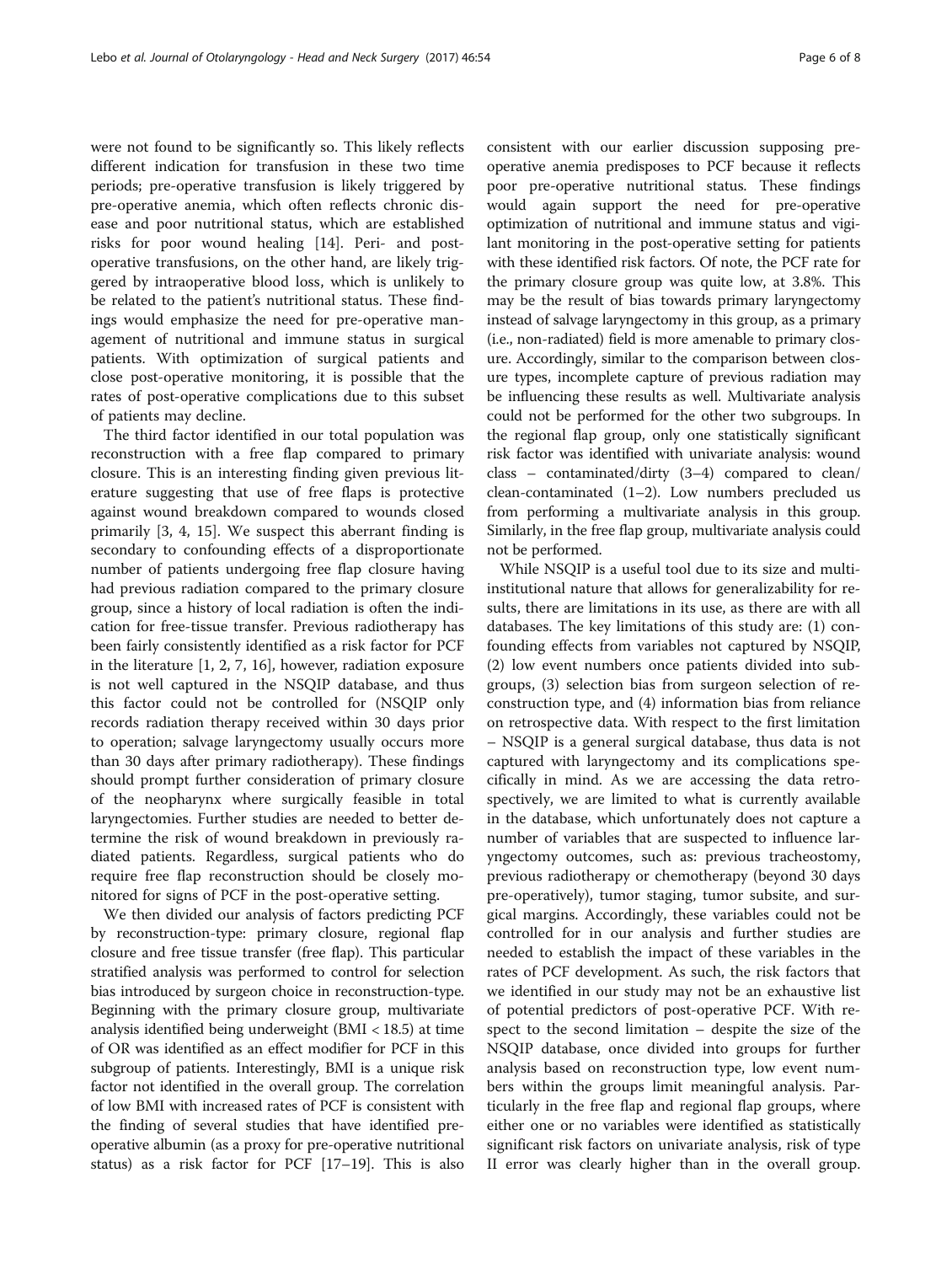were not found to be significantly so. This likely reflects different indication for transfusion in these two time periods; pre-operative transfusion is likely triggered by pre-operative anemia, which often reflects chronic disease and poor nutritional status, which are established risks for poor wound healing [14]. Peri- and post-operative transfusions, on the other hand, are likely triggered by intraoperative blood loss, which is unlikely to be related to the patient's nutritional status. These findings would emphasize the need for pre-operative management of nutritional and immune status in surgical patients. With optimization of surgical patients and close post-operative monitoring, it is possible that the rates of post-operative complications due to this subset of patients may decline.

The third factor identified in our total population was reconstruction with a free flap compared to primary closure. This is an interesting finding given previous literature suggesting that use of free flaps is protective against wound breakdown compared to wounds closed primarily [3, 4, 15]. We suspect this aberrant finding is secondary to confounding effects of a disproportionate number of patients undergoing free flap closure having had previous radiation compared to the primary closure group, since a history of local radiation is often the indication for free-tissue transfer. Previous radiotherapy has been fairly consistently identified as a risk factor for PCF in the literature [1, 2, 7, 16], however, radiation exposure is not well captured in the NSQIP database, and thus this factor could not be controlled for (NSQIP only records radiation therapy received within 30 days prior to operation; salvage laryngectomy usually occurs more than 30 days after primary radiotherapy). These findings should prompt further consideration of primary closure of the neopharynx where surgically feasible in total laryngectomies. Further studies are needed to better determine the risk of wound breakdown in previously radiated patients. Regardless, surgical patients who do require free flap reconstruction should be closely monitored for signs of PCF in the post-operative setting.

We then divided our analysis of factors predicting PCF by reconstruction-type: primary closure, regional flap closure and free tissue transfer (free flap). This particular stratified analysis was performed to control for selection bias introduced by surgeon choice in reconstruction-type. Beginning with the primary closure group, multivariate analysis identified being underweight (BMI < 18.5) at time of OR was identified as an effect modifier for PCF in this subgroup of patients. Interestingly, BMI is a unique risk factor not identified in the overall group. The correlation of low BMI with increased rates of PCF is consistent with the finding of several studies that have identified pre-operative albumin (as a proxy for pre-operative nutritional status) as a risk factor for PCF [17–19]. This is also consistent with our earlier discussion supposing pre-operative anemia predisposes to PCF because it reflects poor pre-operative nutritional status. These findings would again support the need for pre-operative optimization of nutritional and immune status and vigilant monitoring in the post-operative setting for patients with these identified risk factors. Of note, the PCF rate for the primary closure group was quite low, at 3.8%. This may be the result of bias towards primary laryngectomy instead of salvage laryngectomy in this group, as a primary (i.e., non-radiated) field is more amenable to primary closure. Accordingly, similar to the comparison between closure types, incomplete capture of previous radiation may be influencing these results as well. Multivariate analysis could not be performed for the other two subgroups. In the regional flap group, only one statistically significant risk factor was identified with univariate analysis: wound class – contaminated/dirty (3–4) compared to clean/clean-contaminated (1–2). Low numbers precluded us from performing a multivariate analysis in this group. Similarly, in the free flap group, multivariate analysis could not be performed.

While NSQIP is a useful tool due to its size and multi-institutional nature that allows for generalizability for results, there are limitations in its use, as there are with all databases. The key limitations of this study are: (1) confounding effects from variables not captured by NSQIP, (2) low event numbers once patients divided into subgroups, (3) selection bias from surgeon selection of reconstruction type, and (4) information bias from reliance on retrospective data. With respect to the first limitation – NSQIP is a general surgical database, thus data is not captured with laryngectomy and its complications specifically in mind. As we are accessing the data retrospectively, we are limited to what is currently available in the database, which unfortunately does not capture a number of variables that are suspected to influence laryngectomy outcomes, such as: previous tracheostomy, previous radiotherapy or chemotherapy (beyond 30 days pre-operatively), tumor staging, tumor subsite, and surgical margins. Accordingly, these variables could not be controlled for in our analysis and further studies are needed to establish the impact of these variables in the rates of PCF development. As such, the risk factors that we identified in our study may not be an exhaustive list of potential predictors of post-operative PCF. With respect to the second limitation – despite the size of the NSQIP database, once divided into groups for further analysis based on reconstruction type, low event numbers within the groups limit meaningful analysis. Particularly in the free flap and regional flap groups, where either one or no variables were identified as statistically significant risk factors on univariate analysis, risk of type II error was clearly higher than in the overall group.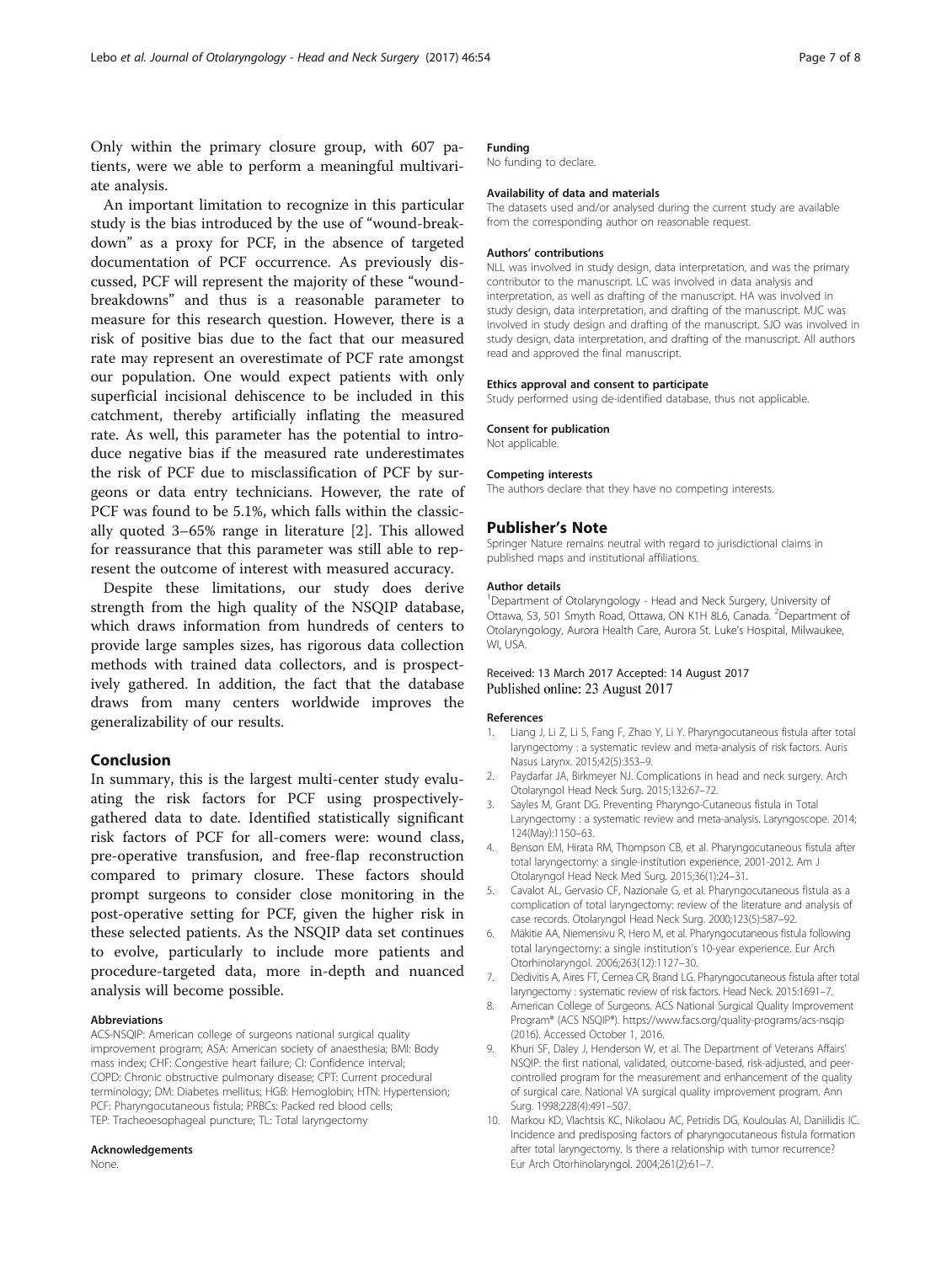Only within the primary closure group, with 607 patients, were we able to perform a meaningful multivariate analysis.

An important limitation to recognize in this particular study is the bias introduced by the use of "wound-breakdown" as a proxy for PCF, in the absence of targeted documentation of PCF occurrence. As previously discussed, PCF will represent the majority of these "wound-breakdowns" and thus is a reasonable parameter to measure for this research question. However, there is a risk of positive bias due to the fact that our measured rate may represent an overestimate of PCF rate amongst our population. One would expect patients with only superficial incisional dehiscence to be included in this catchment, thereby artificially inflating the measured rate. As well, this parameter has the potential to introduce negative bias if the measured rate underestimates the risk of PCF due to misclassification of PCF by surgeons or data entry technicians. However, the rate of PCF was found to be 5.1%, which falls within the classically quoted 3–65% range in literature [2]. This allowed for reassurance that this parameter was still able to represent the outcome of interest with measured accuracy.

Despite these limitations, our study does derive strength from the high quality of the NSQIP database, which draws information from hundreds of centers to provide large samples sizes, has rigorous data collection methods with trained data collectors, and is prospectively gathered. In addition, the fact that the database draws from many centers worldwide improves the generalizability of our results.

## Conclusion

In summary, this is the largest multi-center study evaluating the risk factors for PCF using prospectively-gathered data to date. Identified statistically significant risk factors of PCF for all-comers were: wound class, pre-operative transfusion, and free-flap reconstruction compared to primary closure. These factors should prompt surgeons to consider close monitoring in the post-operative setting for PCF, given the higher risk in these selected patients. As the NSQIP data set continues to evolve, particularly to include more patients and procedure-targeted data, more in-depth and nuanced analysis will become possible.

#### Abbreviations

ACS-NSQIP: American college of surgeons national surgical quality improvement program; ASA: American society of anaesthesia; BMI: Body mass index; CHF: Congestive heart failure; CI: Confidence interval; COPD: Chronic obstructive pulmonary disease; CPT: Current procedural terminology; DM: Diabetes mellitus; HGB: Hemoglobin; HTN: Hypertension; PCF: Pharyngocutaneous fistula; PRBCs: Packed red blood cells; TEP: Tracheoesophageal puncture; TL: Total laryngectomy

#### Acknowledgements

None.

#### Funding

No funding to declare.

#### Availability of data and materials

The datasets used and/or analysed during the current study are available from the corresponding author on reasonable request.

#### Authors' contributions

NLL was involved in study design, data interpretation, and was the primary contributor to the manuscript. LC was involved in data analysis and interpretation, as well as drafting of the manuscript. HA was involved in study design, data interpretation, and drafting of the manuscript. MJC was involved in study design and drafting of the manuscript. SJO was involved in study design, data interpretation, and drafting of the manuscript. All authors read and approved the final manuscript.

#### Ethics approval and consent to participate

Study performed using de-identified database, thus not applicable.

#### Consent for publication

Not applicable.

#### Competing interests

The authors declare that they have no competing interests.

## Publisher's Note

Springer Nature remains neutral with regard to jurisdictional claims in published maps and institutional affiliations.

#### Author details

[1]Department of Otolaryngology - Head and Neck Surgery, University of Ottawa, S3, 501 Smyth Road, Ottawa, ON K1H 8L6, Canada. [2]Department of Otolaryngology, Aurora Health Care, Aurora St. Luke's Hospital, Milwaukee, WI, USA.

Received: 13 March 2017 Accepted: 14 August 2017
Published online: 23 August 2017

#### References

1. Liang J, Li Z, Li S, Fang F, Zhao Y, Li Y. Pharyngocutaneous fistula after total laryngectomy : a systematic review and meta-analysis of risk factors. Auris Nasus Larynx. 2015;42(5):353–9.
2. Paydarfar JA, Birkmeyer NJ. Complications in head and neck surgery. Arch Otolaryngol Head Neck Surg. 2015;132:67–72.
3. Sayles M, Grant DG. Preventing Pharyngo-Cutaneous fistula in Total Laryngectomy : a systematic review and meta-analysis. Laryngoscope. 2014; 124(May):1150–63.
4. Benson EM, Hirata RM, Thompson CB, et al. Pharyngocutaneous fistula after total laryngectomy: a single-institution experience, 2001-2012. Am J Otolaryngol Head Neck Med Surg. 2015;36(1):24–31.
5. Cavalot AL, Gervasio CF, Nazionale G, et al. Pharyngocutaneous fistula as a complication of total laryngectomy: review of the literature and analysis of case records. Otolaryngol Head Neck Surg. 2000;123(5):587–92.
6. Mäkitie AA, Niemensivu R, Hero M, et al. Pharyngocutaneous fistula following total laryngectomy: a single institution's 10-year experience. Eur Arch Otorhinolaryngol. 2006;263(12):1127–30.
7. Dedivitis A, Aires FT, Cernea CR, Brand LG. Pharyngocutaneous fistula after total laryngectomy : systematic review of risk factors. Head Neck. 2015:1691–7.
8. American College of Surgeons. ACS National Surgical Quality Improvement Program® (ACS NSQIP®). https://www.facs.org/quality-programs/acs-nsqip (2016). Accessed October 1, 2016.
9. Khuri SF, Daley J, Henderson W, et al. The Department of Veterans Affairs' NSQIP: the first national, validated, outcome-based, risk-adjusted, and peer-controlled program for the measurement and enhancement of the quality of surgical care. National VA surgical quality improvement program. Ann Surg. 1998;228(4):491–507.
10. Markou KD, Vlachtsis KC, Nikolaou AC, Petridis DG, Kouloulas AI, Daniilidis IC. Incidence and predisposing factors of pharyngocutaneous fistula formation after total laryngectomy. Is there a relationship with tumor recurrence? Eur Arch Otorhinolaryngol. 2004;261(2):61–7.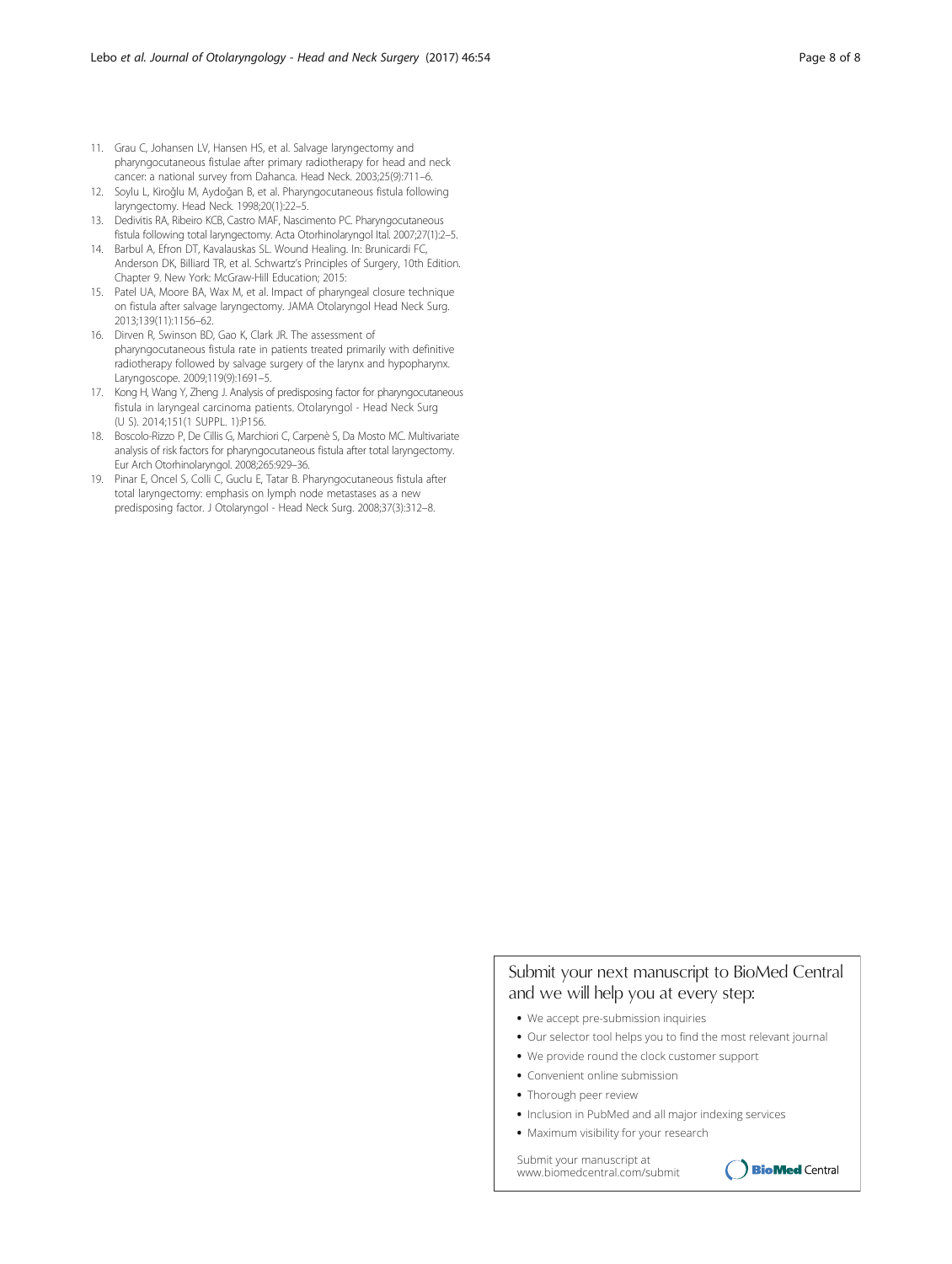11. Grau C, Johansen LV, Hansen HS, et al. Salvage laryngectomy and pharyngocutaneous fistulae after primary radiotherapy for head and neck cancer: a national survey from Dahanca. Head Neck. 2003;25(9):711–6.
12. Soylu L, Kiroğlu M, Aydoğan B, et al. Pharyngocutaneous fistula following laryngectomy. Head Neck. 1998;20(1):22–5.
13. Dedivitis RA, Ribeiro KCB, Castro MAF, Nascimento PC. Pharyngocutaneous fistula following total laryngectomy. Acta Otorhinolaryngol Ital. 2007;27(1):2–5.
14. Barbul A, Efron DT, Kavalauskas SL. Wound Healing. In: Brunicardi FC, Anderson DK, Billiard TR, et al. Schwartz's Principles of Surgery, 10th Edition. Chapter 9. New York: McGraw-Hill Education; 2015:
15. Patel UA, Moore BA, Wax M, et al. Impact of pharyngeal closure technique on fistula after salvage laryngectomy. JAMA Otolaryngol Head Neck Surg. 2013;139(11):1156–62.
16. Dirven R, Swinson BD, Gao K, Clark JR. The assessment of pharyngocutaneous fistula rate in patients treated primarily with definitive radiotherapy followed by salvage surgery of the larynx and hypopharynx. Laryngoscope. 2009;119(9):1691–5.
17. Kong H, Wang Y, Zheng J. Analysis of predisposing factor for pharyngocutaneous fistula in laryngeal carcinoma patients. Otolaryngol - Head Neck Surg (U S). 2014;151(1 SUPPL. 1):P156.
18. Boscolo-Rizzo P, De Cillis G, Marchiori C, Carpenè S, Da Mosto MC. Multivariate analysis of risk factors for pharyngocutaneous fistula after total laryngectomy. Eur Arch Otorhinolaryngol. 2008;265:929–36.
19. Pinar E, Oncel S, Colli C, Guclu E, Tatar B. Pharyngocutaneous fistula after total laryngectomy: emphasis on lymph node metastases as a new predisposing factor. J Otolaryngol - Head Neck Surg. 2008;37(3):312–8.

Submit your next manuscript to BioMed Central and we will help you at every step:

- We accept pre-submission inquiries
- Our selector tool helps you to find the most relevant journal
- We provide round the clock customer support
- Convenient online submission
- Thorough peer review
- Inclusion in PubMed and all major indexing services
- Maximum visibility for your research

Submit your manuscript at
www.biomedcentral.com/submit

BioMed Central